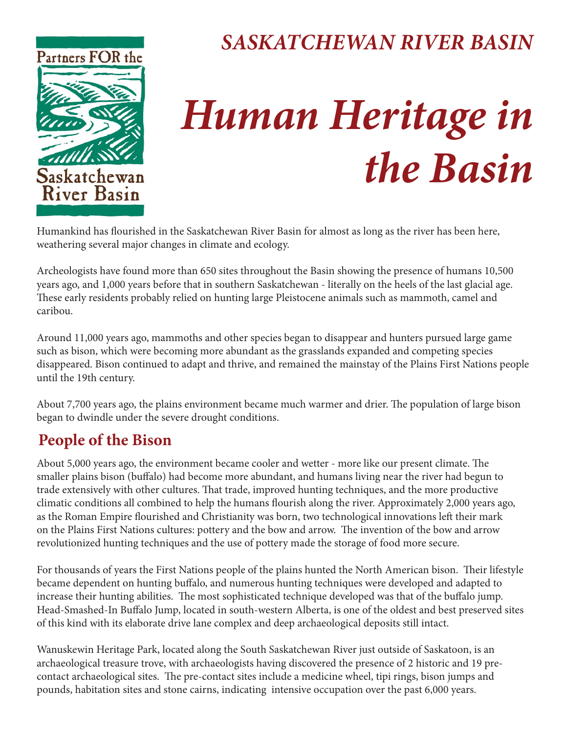Partners FOR the Saskatchewan River Basin

## *SASKATCHEWAN RIVER BASIN*

# *Human Heritage in the Basin*

Humankind has flourished in the Saskatchewan River Basin for almost as long as the river has been here, weathering several major changes in climate and ecology.

Archeologists have found more than 650 sites throughout the Basin showing the presence of humans 10,500 years ago, and 1,000 years before that in southern Saskatchewan - literally on the heels of the last glacial age. These early residents probably relied on hunting large Pleistocene animals such as mammoth, camel and caribou.

Around 11,000 years ago, mammoths and other species began to disappear and hunters pursued large game such as bison, which were becoming more abundant as the grasslands expanded and competing species disappeared. Bison continued to adapt and thrive, and remained the mainstay of the Plains First Nations people until the 19th century.

About 7,700 years ago, the plains environment became much warmer and drier. The population of large bison began to dwindle under the severe drought conditions.

## People of the Bison

About 5,000 years ago, the environment became cooler and wetter - more like our present climate. The smaller plains bison (buffalo) had become more abundant, and humans living near the river had begun to trade extensively with other cultures. That trade, improved hunting techniques, and the more productive climatic conditions all combined to help the humans flourish along the river. Approximately 2,000 years ago, as the Roman Empire flourished and Christianity was born, two technological innovations left their mark on the Plains First Nations cultures: pottery and the bow and arrow. The invention of the bow and arrow revolutionized hunting techniques and the use of pottery made the storage of food more secure.

For thousands of years the First Nations people of the plains hunted the North American bison. Their lifestyle became dependent on hunting buffalo, and numerous hunting techniques were developed and adapted to increase their hunting abilities. The most sophisticated technique developed was that of the buffalo jump. Head-Smashed-In Buffalo Jump, located in south-western Alberta, is one of the oldest and best preserved sites of this kind with its elaborate drive lane complex and deep archaeological deposits still intact.

Wanuskewin Heritage Park, located along the South Saskatchewan River just outside of Saskatoon, is an archaeological treasure trove, with archaeologists having discovered the presence of 2 historic and 19 pre-contact archaeological sites. The pre-contact sites include a medicine wheel, tipi rings, bison jumps and pounds, habitation sites and stone cairns, indicating intensive occupation over the past 6,000 years.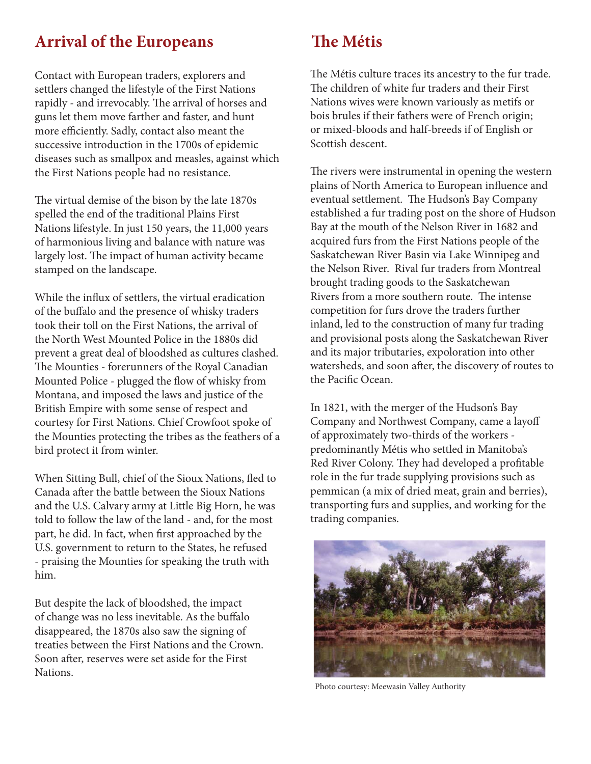## Arrival of the Europeans

Contact with European traders, explorers and settlers changed the lifestyle of the First Nations rapidly - and irrevocably. The arrival of horses and guns let them move farther and faster, and hunt more efficiently. Sadly, contact also meant the successive introduction in the 1700s of epidemic diseases such as smallpox and measles, against which the First Nations people had no resistance.

The virtual demise of the bison by the late 1870s spelled the end of the traditional Plains First Nations lifestyle. In just 150 years, the 11,000 years of harmonious living and balance with nature was largely lost. The impact of human activity became stamped on the landscape.

While the influx of settlers, the virtual eradication of the buffalo and the presence of whisky traders took their toll on the First Nations, the arrival of the North West Mounted Police in the 1880s did prevent a great deal of bloodshed as cultures clashed. The Mounties - forerunners of the Royal Canadian Mounted Police - plugged the flow of whisky from Montana, and imposed the laws and justice of the British Empire with some sense of respect and courtesy for First Nations. Chief Crowfoot spoke of the Mounties protecting the tribes as the feathers of a bird protect it from winter.

When Sitting Bull, chief of the Sioux Nations, fled to Canada after the battle between the Sioux Nations and the U.S. Calvary army at Little Big Horn, he was told to follow the law of the land - and, for the most part, he did. In fact, when first approached by the U.S. government to return to the States, he refused - praising the Mounties for speaking the truth with him.

But despite the lack of bloodshed, the impact of change was no less inevitable. As the buffalo disappeared, the 1870s also saw the signing of treaties between the First Nations and the Crown. Soon after, reserves were set aside for the First Nations.

## The Métis

The Métis culture traces its ancestry to the fur trade. The children of white fur traders and their First Nations wives were known variously as metifs or bois brules if their fathers were of French origin; or mixed-bloods and half-breeds if of English or Scottish descent.

The rivers were instrumental in opening the western plains of North America to European influence and eventual settlement. The Hudson's Bay Company established a fur trading post on the shore of Hudson Bay at the mouth of the Nelson River in 1682 and acquired furs from the First Nations people of the Saskatchewan River Basin via Lake Winnipeg and the Nelson River. Rival fur traders from Montreal brought trading goods to the Saskatchewan Rivers from a more southern route. The intense competition for furs drove the traders further inland, led to the construction of many fur trading and provisional posts along the Saskatchewan River and its major tributaries, exploloration into other watersheds, and soon after, the discovery of routes to the Pacific Ocean.

In 1821, with the merger of the Hudson's Bay Company and Northwest Company, came a layoff of approximately two-thirds of the workers - predominantly Métis who settled in Manitoba's Red River Colony. They had developed a profitable role in the fur trade supplying provisions such as pemmican (a mix of dried meat, grain and berries), transporting furs and supplies, and working for the trading companies.

Photo courtesy: Meewasin Valley Authority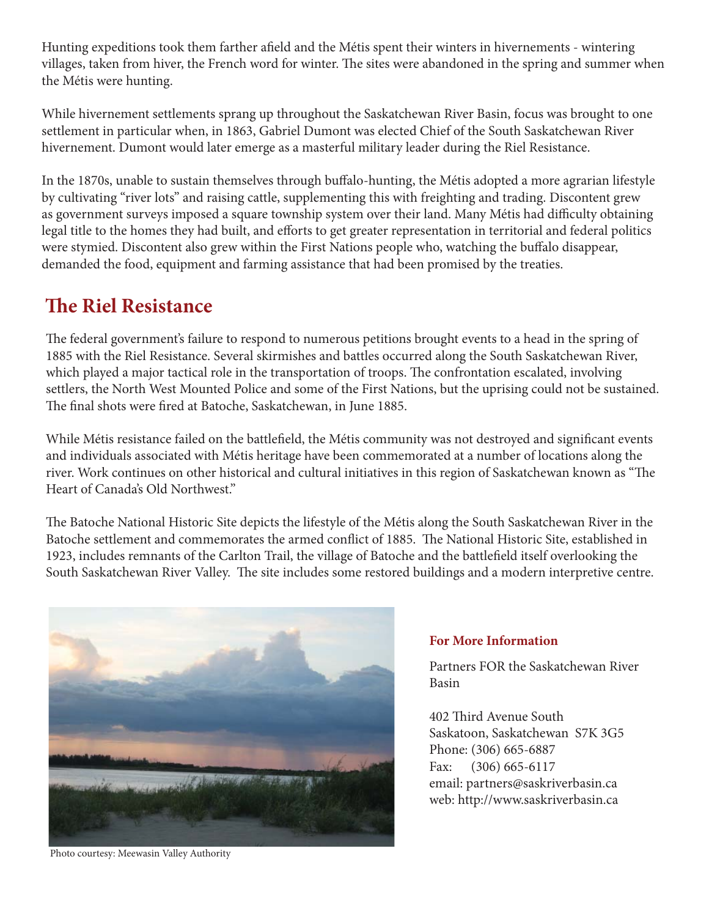Hunting expeditions took them farther afield and the Métis spent their winters in hivernements - wintering villages, taken from hiver, the French word for winter. The sites were abandoned in the spring and summer when the Métis were hunting.

While hivernement settlements sprang up throughout the Saskatchewan River Basin, focus was brought to one settlement in particular when, in 1863, Gabriel Dumont was elected Chief of the South Saskatchewan River hivernement. Dumont would later emerge as a masterful military leader during the Riel Resistance.

In the 1870s, unable to sustain themselves through buffalo-hunting, the Métis adopted a more agrarian lifestyle by cultivating "river lots" and raising cattle, supplementing this with freighting and trading. Discontent grew as government surveys imposed a square township system over their land. Many Métis had difficulty obtaining legal title to the homes they had built, and efforts to get greater representation in territorial and federal politics were stymied. Discontent also grew within the First Nations people who, watching the buffalo disappear, demanded the food, equipment and farming assistance that had been promised by the treaties.

## The Riel Resistance

The federal government's failure to respond to numerous petitions brought events to a head in the spring of 1885 with the Riel Resistance. Several skirmishes and battles occurred along the South Saskatchewan River, which played a major tactical role in the transportation of troops. The confrontation escalated, involving settlers, the North West Mounted Police and some of the First Nations, but the uprising could not be sustained. The final shots were fired at Batoche, Saskatchewan, in June 1885.

While Métis resistance failed on the battlefield, the Métis community was not destroyed and significant events and individuals associated with Métis heritage have been commemorated at a number of locations along the river. Work continues on other historical and cultural initiatives in this region of Saskatchewan known as "The Heart of Canada's Old Northwest."

The Batoche National Historic Site depicts the lifestyle of the Métis along the South Saskatchewan River in the Batoche settlement and commemorates the armed conflict of 1885. The National Historic Site, established in 1923, includes remnants of the Carlton Trail, the village of Batoche and the battlefield itself overlooking the South Saskatchewan River Valley. The site includes some restored buildings and a modern interpretive centre.

Photo courtesy: Meewasin Valley Authority

**For More Information**

Partners FOR the Saskatchewan River Basin

402 Third Avenue South
Saskatoon, Saskatchewan S7K 3G5
Phone: (306) 665-6887
Fax: (306) 665-6117
email: partners@saskriverbasin.ca
web: http://www.saskriverbasin.ca